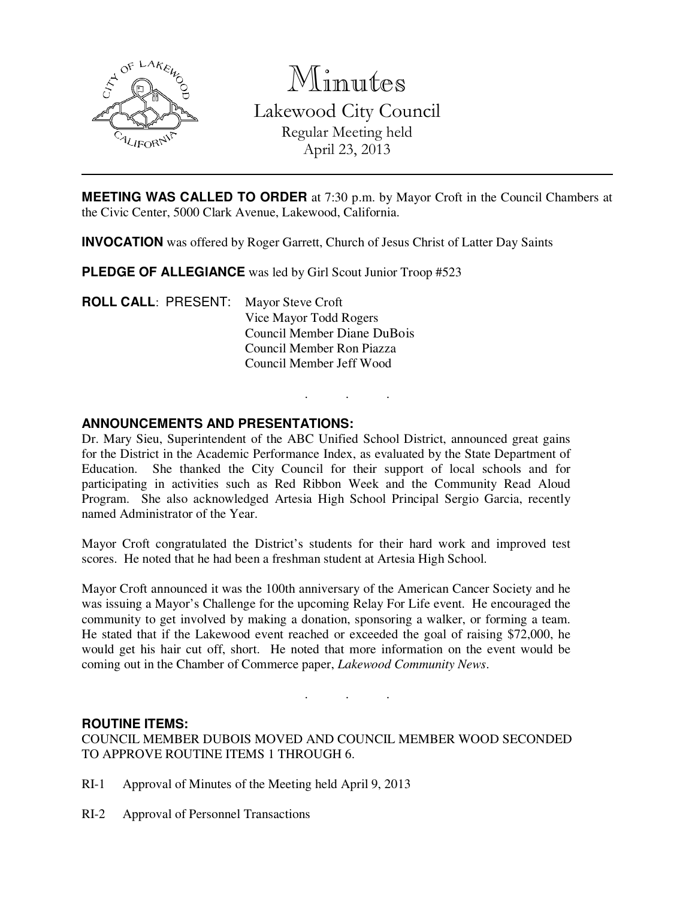# Minutes

## Lakewood City Council

Regular Meeting held
April 23, 2013

---

**MEETING WAS CALLED TO ORDER** at 7:30 p.m. by Mayor Croft in the Council Chambers at the Civic Center, 5000 Clark Avenue, Lakewood, California.

**INVOCATION** was offered by Roger Garrett, Church of Jesus Christ of Latter Day Saints

**PLEDGE OF ALLEGIANCE** was led by Girl Scout Junior Troop #523

**ROLL CALL**: PRESENT: Mayor Steve Croft
Vice Mayor Todd Rogers
Council Member Diane DuBois
Council Member Ron Piazza
Council Member Jeff Wood

. . .

**ANNOUNCEMENTS AND PRESENTATIONS:**

Dr. Mary Sieu, Superintendent of the ABC Unified School District, announced great gains for the District in the Academic Performance Index, as evaluated by the State Department of Education. She thanked the City Council for their support of local schools and for participating in activities such as Red Ribbon Week and the Community Read Aloud Program. She also acknowledged Artesia High School Principal Sergio Garcia, recently named Administrator of the Year.

Mayor Croft congratulated the District's students for their hard work and improved test scores. He noted that he had been a freshman student at Artesia High School.

Mayor Croft announced it was the 100th anniversary of the American Cancer Society and he was issuing a Mayor's Challenge for the upcoming Relay For Life event. He encouraged the community to get involved by making a donation, sponsoring a walker, or forming a team. He stated that if the Lakewood event reached or exceeded the goal of raising $72,000, he would get his hair cut off, short. He noted that more information on the event would be coming out in the Chamber of Commerce paper, *Lakewood Community News*.

. . .

**ROUTINE ITEMS:**

COUNCIL MEMBER DUBOIS MOVED AND COUNCIL MEMBER WOOD SECONDED TO APPROVE ROUTINE ITEMS 1 THROUGH 6.

RI-1 Approval of Minutes of the Meeting held April 9, 2013

RI-2 Approval of Personnel Transactions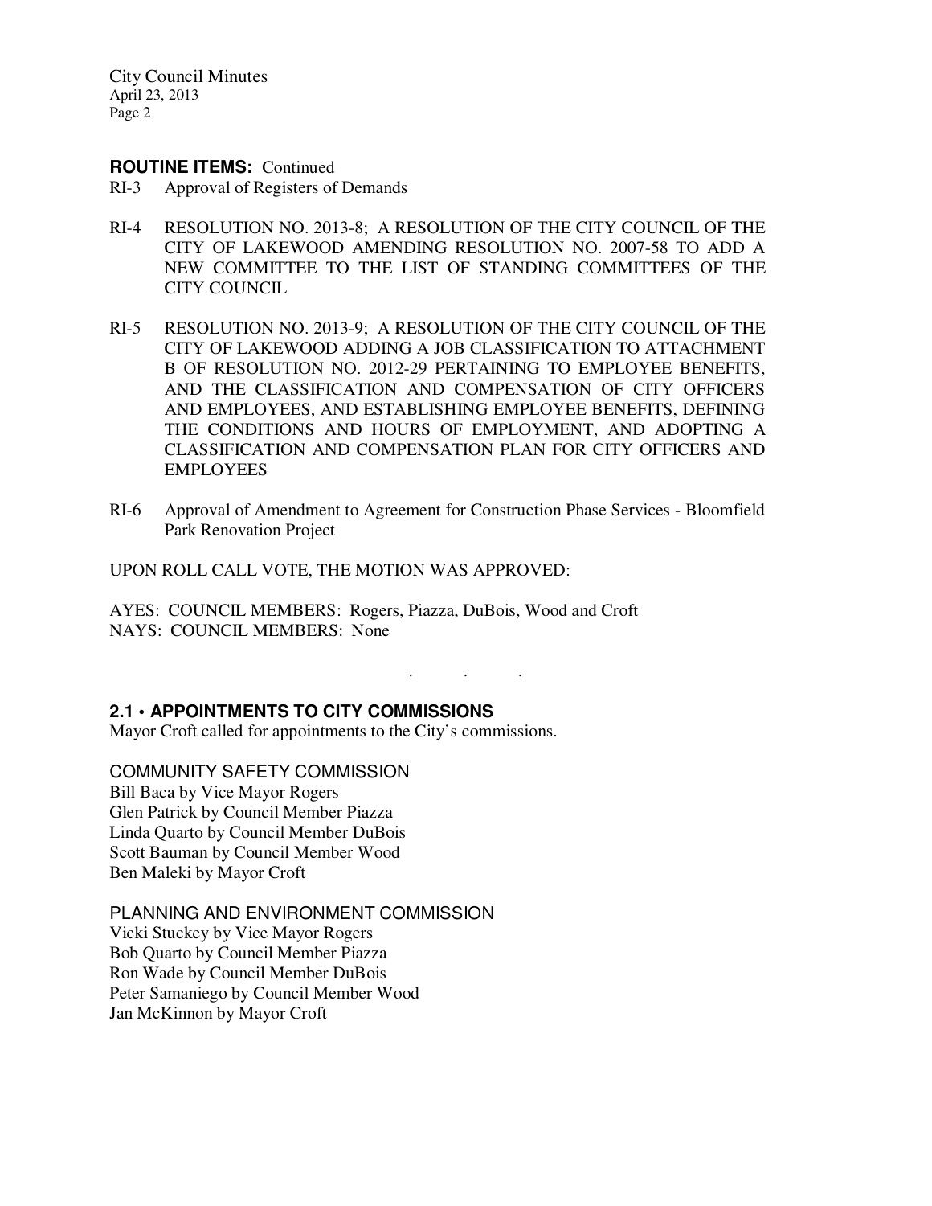**ROUTINE ITEMS:** Continued

RI-3 Approval of Registers of Demands

RI-4 RESOLUTION NO. 2013-8; A RESOLUTION OF THE CITY COUNCIL OF THE CITY OF LAKEWOOD AMENDING RESOLUTION NO. 2007-58 TO ADD A NEW COMMITTEE TO THE LIST OF STANDING COMMITTEES OF THE CITY COUNCIL

RI-5 RESOLUTION NO. 2013-9; A RESOLUTION OF THE CITY COUNCIL OF THE CITY OF LAKEWOOD ADDING A JOB CLASSIFICATION TO ATTACHMENT B OF RESOLUTION NO. 2012-29 PERTAINING TO EMPLOYEE BENEFITS, AND THE CLASSIFICATION AND COMPENSATION OF CITY OFFICERS AND EMPLOYEES, AND ESTABLISHING EMPLOYEE BENEFITS, DEFINING THE CONDITIONS AND HOURS OF EMPLOYMENT, AND ADOPTING A CLASSIFICATION AND COMPENSATION PLAN FOR CITY OFFICERS AND EMPLOYEES

RI-6 Approval of Amendment to Agreement for Construction Phase Services - Bloomfield Park Renovation Project

UPON ROLL CALL VOTE, THE MOTION WAS APPROVED:

AYES: COUNCIL MEMBERS: Rogers, Piazza, DuBois, Wood and Croft
NAYS: COUNCIL MEMBERS: None

. . .

## 2.1 • APPOINTMENTS TO CITY COMMISSIONS

Mayor Croft called for appointments to the City's commissions.

COMMUNITY SAFETY COMMISSION
Bill Baca by Vice Mayor Rogers
Glen Patrick by Council Member Piazza
Linda Quarto by Council Member DuBois
Scott Bauman by Council Member Wood
Ben Maleki by Mayor Croft

PLANNING AND ENVIRONMENT COMMISSION
Vicki Stuckey by Vice Mayor Rogers
Bob Quarto by Council Member Piazza
Ron Wade by Council Member DuBois
Peter Samaniego by Council Member Wood
Jan McKinnon by Mayor Croft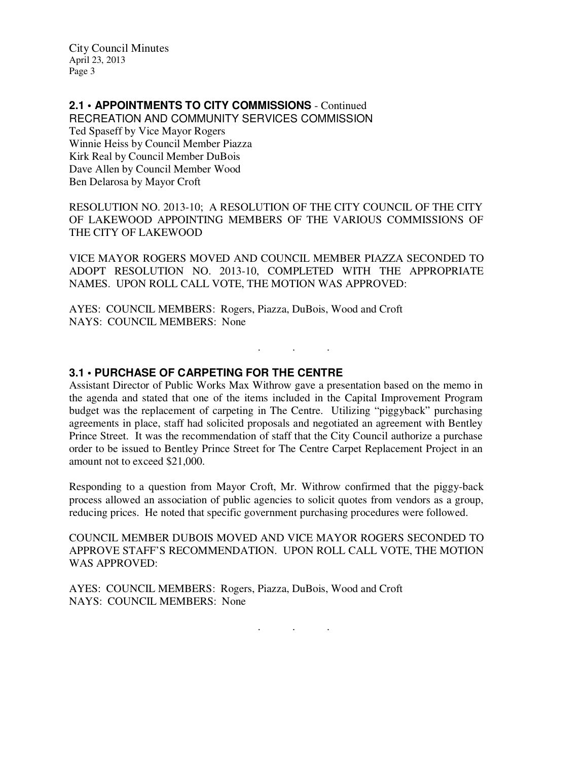## 2.1 • APPOINTMENTS TO CITY COMMISSIONS - Continued

RECREATION AND COMMUNITY SERVICES COMMISSION
Ted Spaseff by Vice Mayor Rogers
Winnie Heiss by Council Member Piazza
Kirk Real by Council Member DuBois
Dave Allen by Council Member Wood
Ben Delarosa by Mayor Croft

RESOLUTION NO. 2013-10; A RESOLUTION OF THE CITY COUNCIL OF THE CITY OF LAKEWOOD APPOINTING MEMBERS OF THE VARIOUS COMMISSIONS OF THE CITY OF LAKEWOOD

VICE MAYOR ROGERS MOVED AND COUNCIL MEMBER PIAZZA SECONDED TO ADOPT RESOLUTION NO. 2013-10, COMPLETED WITH THE APPROPRIATE NAMES. UPON ROLL CALL VOTE, THE MOTION WAS APPROVED:

AYES: COUNCIL MEMBERS: Rogers, Piazza, DuBois, Wood and Croft
NAYS: COUNCIL MEMBERS: None

. . .

## 3.1 • PURCHASE OF CARPETING FOR THE CENTRE

Assistant Director of Public Works Max Withrow gave a presentation based on the memo in the agenda and stated that one of the items included in the Capital Improvement Program budget was the replacement of carpeting in The Centre. Utilizing "piggyback" purchasing agreements in place, staff had solicited proposals and negotiated an agreement with Bentley Prince Street. It was the recommendation of staff that the City Council authorize a purchase order to be issued to Bentley Prince Street for The Centre Carpet Replacement Project in an amount not to exceed $21,000.

Responding to a question from Mayor Croft, Mr. Withrow confirmed that the piggy-back process allowed an association of public agencies to solicit quotes from vendors as a group, reducing prices. He noted that specific government purchasing procedures were followed.

COUNCIL MEMBER DUBOIS MOVED AND VICE MAYOR ROGERS SECONDED TO APPROVE STAFF'S RECOMMENDATION. UPON ROLL CALL VOTE, THE MOTION WAS APPROVED:

AYES: COUNCIL MEMBERS: Rogers, Piazza, DuBois, Wood and Croft
NAYS: COUNCIL MEMBERS: None

. . .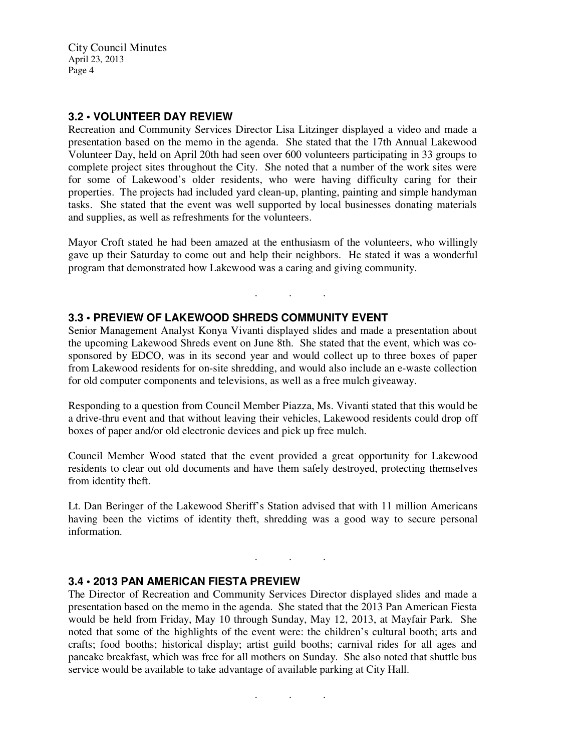## 3.2 • VOLUNTEER DAY REVIEW

Recreation and Community Services Director Lisa Litzinger displayed a video and made a presentation based on the memo in the agenda. She stated that the 17th Annual Lakewood Volunteer Day, held on April 20th had seen over 600 volunteers participating in 33 groups to complete project sites throughout the City. She noted that a number of the work sites were for some of Lakewood's older residents, who were having difficulty caring for their properties. The projects had included yard clean-up, planting, painting and simple handyman tasks. She stated that the event was well supported by local businesses donating materials and supplies, as well as refreshments for the volunteers.

Mayor Croft stated he had been amazed at the enthusiasm of the volunteers, who willingly gave up their Saturday to come out and help their neighbors. He stated it was a wonderful program that demonstrated how Lakewood was a caring and giving community.

. . .

## 3.3 • PREVIEW OF LAKEWOOD SHREDS COMMUNITY EVENT

Senior Management Analyst Konya Vivanti displayed slides and made a presentation about the upcoming Lakewood Shreds event on June 8th. She stated that the event, which was co-sponsored by EDCO, was in its second year and would collect up to three boxes of paper from Lakewood residents for on-site shredding, and would also include an e-waste collection for old computer components and televisions, as well as a free mulch giveaway.

Responding to a question from Council Member Piazza, Ms. Vivanti stated that this would be a drive-thru event and that without leaving their vehicles, Lakewood residents could drop off boxes of paper and/or old electronic devices and pick up free mulch.

Council Member Wood stated that the event provided a great opportunity for Lakewood residents to clear out old documents and have them safely destroyed, protecting themselves from identity theft.

Lt. Dan Beringer of the Lakewood Sheriff's Station advised that with 11 million Americans having been the victims of identity theft, shredding was a good way to secure personal information.

. . .

## 3.4 • 2013 PAN AMERICAN FIESTA PREVIEW

The Director of Recreation and Community Services Director displayed slides and made a presentation based on the memo in the agenda. She stated that the 2013 Pan American Fiesta would be held from Friday, May 10 through Sunday, May 12, 2013, at Mayfair Park. She noted that some of the highlights of the event were: the children's cultural booth; arts and crafts; food booths; historical display; artist guild booths; carnival rides for all ages and pancake breakfast, which was free for all mothers on Sunday. She also noted that shuttle bus service would be available to take advantage of available parking at City Hall.

. . .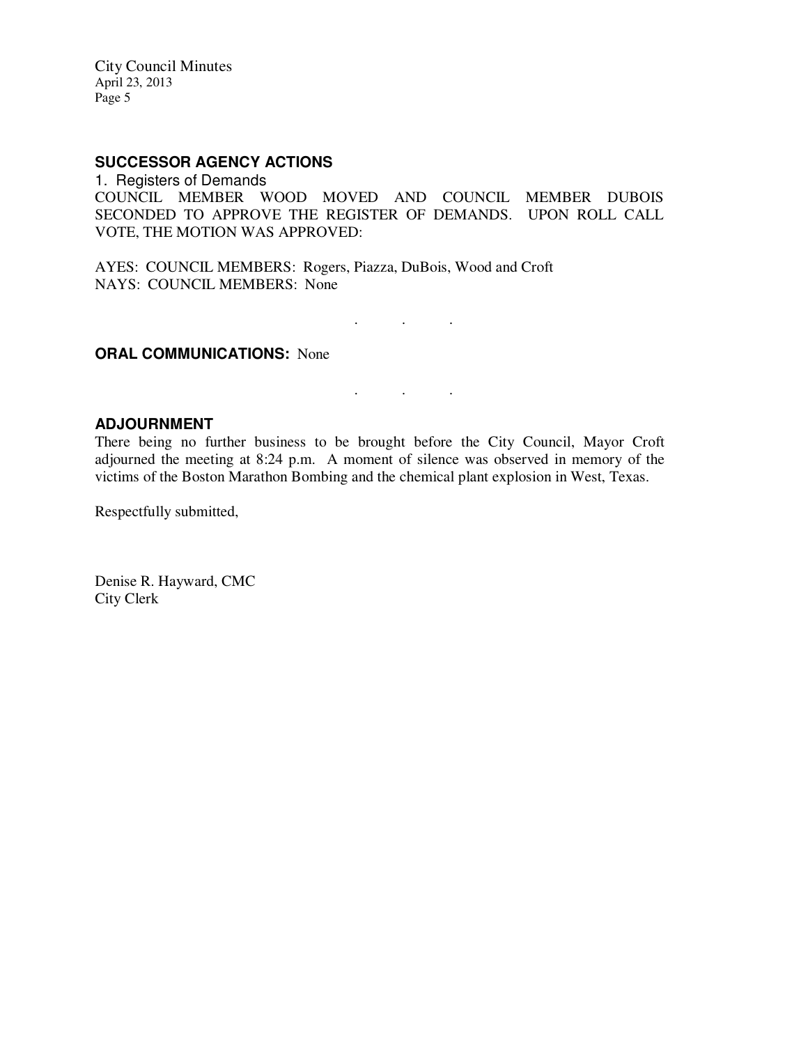## SUCCESSOR AGENCY ACTIONS

1. Registers of Demands

COUNCIL MEMBER WOOD MOVED AND COUNCIL MEMBER DUBOIS SECONDED TO APPROVE THE REGISTER OF DEMANDS. UPON ROLL CALL VOTE, THE MOTION WAS APPROVED:

AYES: COUNCIL MEMBERS: Rogers, Piazza, DuBois, Wood and Croft
NAYS: COUNCIL MEMBERS: None

. . .

**ORAL COMMUNICATIONS:** None

. . .

## ADJOURNMENT

There being no further business to be brought before the City Council, Mayor Croft adjourned the meeting at 8:24 p.m. A moment of silence was observed in memory of the victims of the Boston Marathon Bombing and the chemical plant explosion in West, Texas.

Respectfully submitted,

Denise R. Hayward, CMC
City Clerk